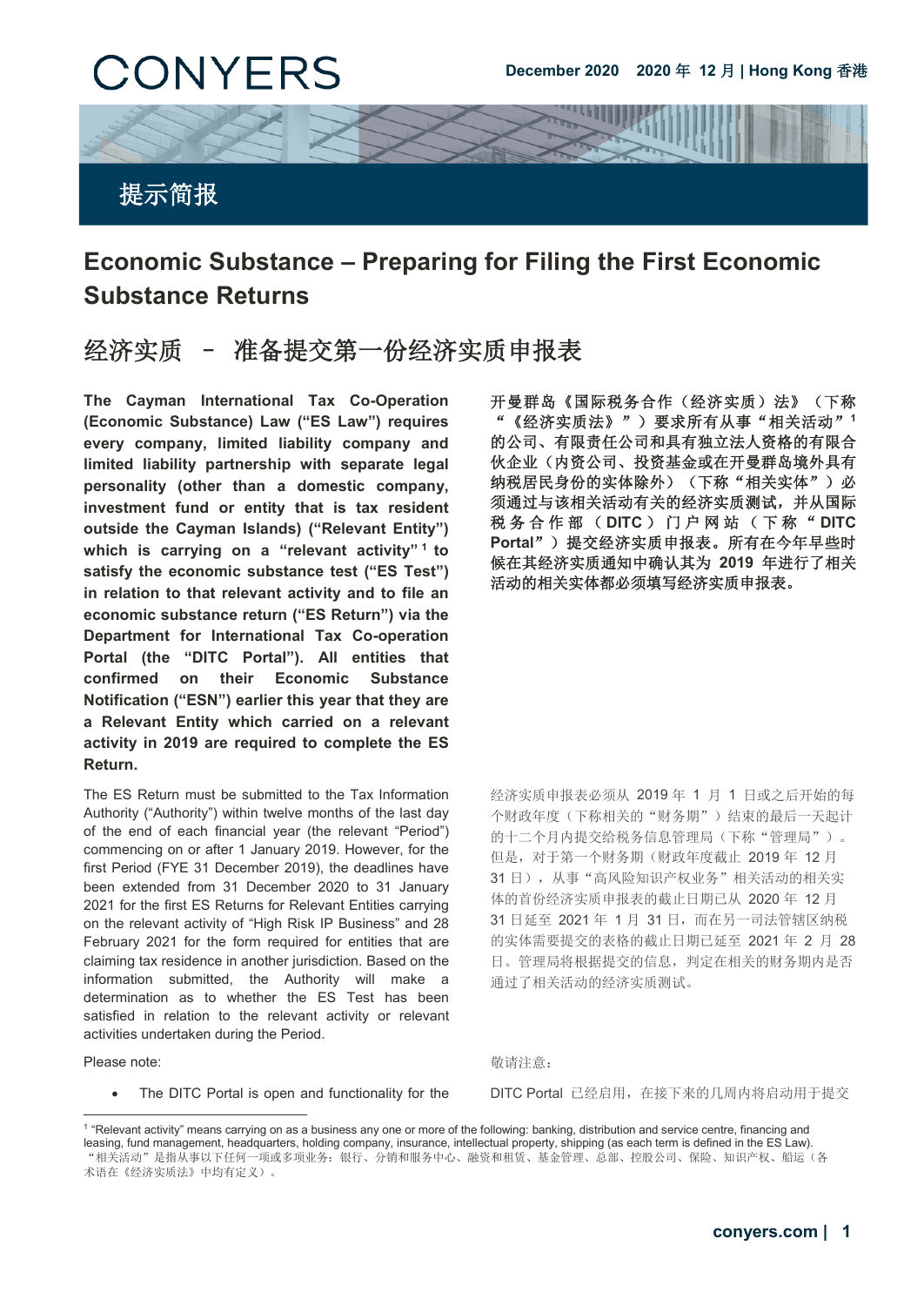CONYERS

December 2020 2020 年 12 月 | Hong Kong 香港

提示简报

# Economic Substance – Preparing for Filing the First Economic Substance Returns

# 经济实质 – 准备提交第一份经济实质申报表

**The Cayman International Tax Co-Operation (Economic Substance) Law ("ES Law") requires every company, limited liability company and limited liability partnership with separate legal personality (other than a domestic company, investment fund or entity that is tax resident outside the Cayman Islands) ("Relevant Entity") which is carrying on a "relevant activity"[1] to satisfy the economic substance test ("ES Test") in relation to that relevant activity and to file an economic substance return ("ES Return") via the Department for International Tax Co-operation Portal (the "DITC Portal"). All entities that confirmed on their Economic Substance Notification ("ESN") earlier this year that they are a Relevant Entity which carried on a relevant activity in 2019 are required to complete the ES Return.**

**开曼群岛《国际税务合作（经济实质）法》（下称"《经济实质法》"）要求所有从事"相关活动"[1]的公司、有限责任公司和具有独立法人资格的有限合伙企业（内资公司、投资基金或在开曼群岛境外具有纳税居民身份的实体除外）（下称"相关实体"）必须通过与该相关活动有关的经济实质测试，并从国际税务合作部（DITC）门户网站（下称"DITC Portal"）提交经济实质申报表。所有在今年早些时候在其经济实质通知中确认其为 2019 年进行了相关活动的相关实体都必须填写经济实质申报表。**

The ES Return must be submitted to the Tax Information Authority ("Authority") within twelve months of the last day of the end of each financial year (the relevant "Period") commencing on or after 1 January 2019. However, for the first Period (FYE 31 December 2019), the deadlines have been extended from 31 December 2020 to 31 January 2021 for the first ES Returns for Relevant Entities carrying on the relevant activity of "High Risk IP Business" and 28 February 2021 for the form required for entities that are claiming tax residence in another jurisdiction. Based on the information submitted, the Authority will make a determination as to whether the ES Test has been satisfied in relation to the relevant activity or relevant activities undertaken during the Period.

经济实质申报表必须从 2019 年 1 月 1 日或之后开始的每个财政年度（下称相关的"财务期"）结束的最后一天起计的十二个月内提交给税务信息管理局（下称"管理局"）。但是，对于第一个财务期（财政年度截止 2019 年 12 月 31 日），从事"高风险知识产权业务"相关活动的相关实体的首份经济实质申报表的截止日期已从 2020 年 12 月 31 日延至 2021 年 1 月 31 日，而在另一司法管辖区纳税的实体需要提交的表格的截止日期已延至 2021 年 2 月 28 日。管理局将根据提交的信息，判定在相关的财务期内是否通过了相关活动的经济实质测试。

Please note:

敬请注意：

- The DITC Portal is open and functionality for the

DITC Portal 已经启用，在接下来的几周内将启动用于提交

---

[1] "Relevant activity" means carrying on as a business any one or more of the following: banking, distribution and service centre, financing and leasing, fund management, headquarters, holding company, insurance, intellectual property, shipping (as each term is defined in the ES Law).
"相关活动"是指从事以下任何一项或多项业务：银行、分销和服务中心、融资和租赁、基金管理、总部、控股公司、保险、知识产权、船运（各术语在《经济实质法》中均有定义）。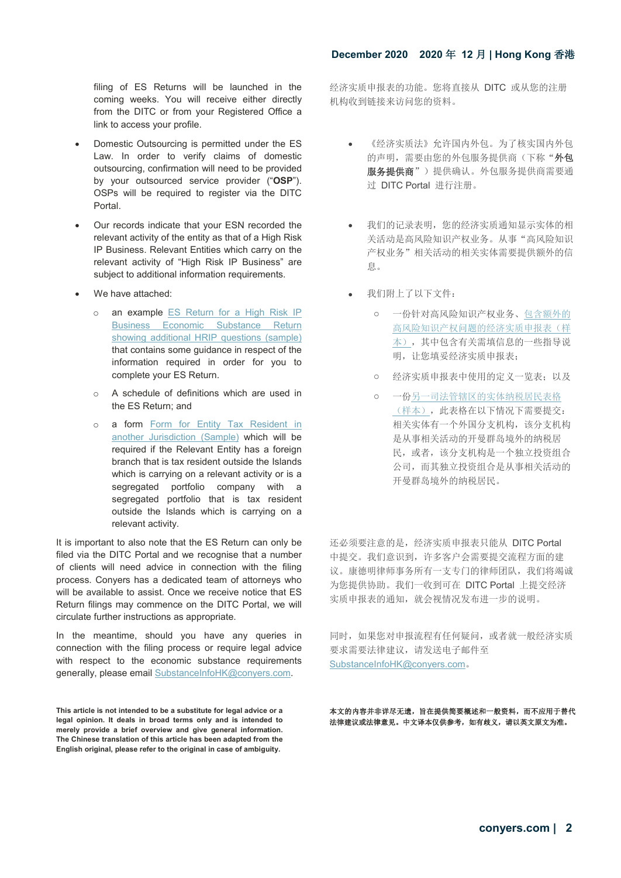filing of ES Returns will be launched in the coming weeks. You will receive either directly from the DITC or from your Registered Office a link to access your profile.

- Domestic Outsourcing is permitted under the ES Law. In order to verify claims of domestic outsourcing, confirmation will need to be provided by your outsourced service provider ("**OSP**"). OSPs will be required to register via the DITC Portal.
- Our records indicate that your ESN recorded the relevant activity of the entity as that of a High Risk IP Business. Relevant Entities which carry on the relevant activity of "High Risk IP Business" are subject to additional information requirements.
- We have attached:
  - an example ES Return for a High Risk IP Business Economic Substance Return showing additional HRIP questions (sample) that contains some guidance in respect of the information required in order for you to complete your ES Return.
  - A schedule of definitions which are used in the ES Return; and
  - a form Form for Entity Tax Resident in another Jurisdiction (Sample) which will be required if the Relevant Entity has a foreign branch that is tax resident outside the Islands which is carrying on a relevant activity or is a segregated portfolio company with a segregated portfolio that is tax resident outside the Islands which is carrying on a relevant activity.

It is important to also note that the ES Return can only be filed via the DITC Portal and we recognise that a number of clients will need advice in connection with the filing process. Conyers has a dedicated team of attorneys who will be available to assist. Once we receive notice that ES Return filings may commence on the DITC Portal, we will circulate further instructions as appropriate.

In the meantime, should you have any queries in connection with the filing process or require legal advice with respect to the economic substance requirements generally, please email SubstanceInfoHK@conyers.com.

**This article is not intended to be a substitute for legal advice or a legal opinion. It deals in broad terms only and is intended to merely provide a brief overview and give general information. The Chinese translation of this article has been adapted from the English original, please refer to the original in case of ambiguity.**

经济实质申报表的功能。您将直接从 DITC 或从您的注册机构收到链接来访问您的资料。

- 《经济实质法》允许国内外包。为了核实国内外包的声明，需要由您的外包服务提供商（下称"**外包服务提供商**"）提供确认。外包服务提供商需要通过 DITC Portal 进行注册。
- 我们的记录表明，您的经济实质通知显示实体的相关活动是高风险知识产权业务。从事"高风险知识产权业务"相关活动的相关实体需要提供额外的信息。
- 我们附上了以下文件：
  - 一份针对高风险知识产权业务、包含额外的高风险知识产权问题的经济实质申报表（样本），其中包含有关需填信息的一些指导说明，让您填妥经济实质申报表；
  - 经济实质申报表中使用的定义一览表；以及
  - 一份另一司法管辖区的实体纳税居民表格（样本），此表格在以下情况下需要提交：相关实体有一个外国分支机构，该分支机构是从事相关活动的开曼群岛境外的纳税居民，或者，该分支机构是一个独立投资组合公司，而其独立投资组合是从事相关活动的开曼群岛境外的纳税居民。

还必须要注意的是，经济实质申报表只能从 DITC Portal 中提交。我们意识到，许多客户会需要提交流程方面的建议。康德明律师事务所有一支专门的律师团队，我们将竭诚为您提供协助。我们一收到可在 DITC Portal 上提交经济实质申报表的通知，就会视情况发布进一步的说明。

同时，如果您对申报流程有任何疑问，或者就一般经济实质要求需要法律建议，请发送电子邮件至 SubstanceInfoHK@conyers.com。

**本文的内容并非详尽无遗，旨在提供简要概述和一般资料，而不应用于替代法律建议或法律意见。中文译本仅供参考，如有歧义，请以英文原文为准。**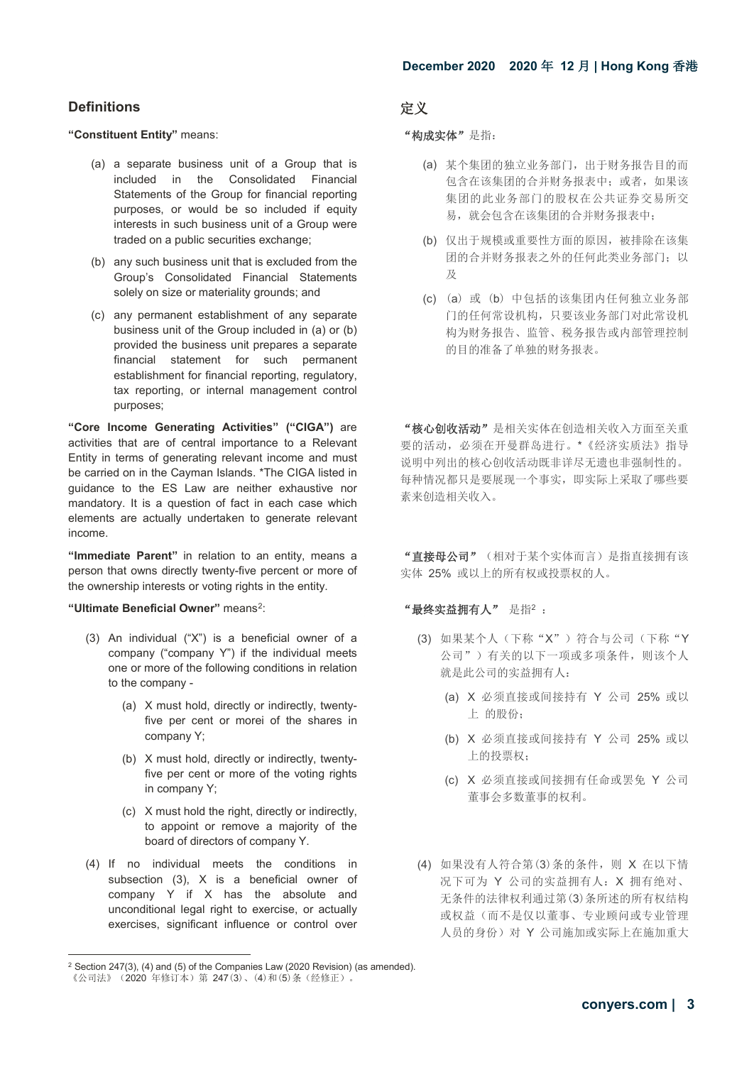## Definitions

**"Constituent Entity"** means:

(a) a separate business unit of a Group that is included in the Consolidated Financial Statements of the Group for financial reporting purposes, or would be so included if equity interests in such business unit of a Group were traded on a public securities exchange;

(b) any such business unit that is excluded from the Group's Consolidated Financial Statements solely on size or materiality grounds; and

(c) any permanent establishment of any separate business unit of the Group included in (a) or (b) provided the business unit prepares a separate financial statement for such permanent establishment for financial reporting, regulatory, tax reporting, or internal management control purposes;

**"Core Income Generating Activities" ("CIGA")** are activities that are of central importance to a Relevant Entity in terms of generating relevant income and must be carried on in the Cayman Islands. *The CIGA listed in guidance to the ES Law are neither exhaustive nor mandatory. It is a question of fact in each case which elements are actually undertaken to generate relevant income.

**"Immediate Parent"** in relation to an entity, means a person that owns directly twenty-five percent or more of the ownership interests or voting rights in the entity.

**"Ultimate Beneficial Owner"** means[2]:

(3) An individual ("X") is a beneficial owner of a company ("company Y") if the individual meets one or more of the following conditions in relation to the company -

(a) X must hold, directly or indirectly, twenty-five per cent or morei of the shares in company Y;

(b) X must hold, directly or indirectly, twenty-five per cent or more of the voting rights in company Y;

(c) X must hold the right, directly or indirectly, to appoint or remove a majority of the board of directors of company Y.

(4) If no individual meets the conditions in subsection (3), X is a beneficial owner of company Y if X has the absolute and unconditional legal right to exercise, or actually exercises, significant influence or control over

## 定义

**"构成实体"**是指：

(a) 某个集团的独立业务部门，出于财务报告目的而包含在该集团的合并财务报表中；或者，如果该集团的此业务部门的股权在公共证券交易所交易，就会包含在该集团的合并财务报表中；

(b) 仅出于规模或重要性方面的原因，被排除在该集团的合并财务报表之外的任何此类业务部门；以及

(c) （a）或（b）中包括的该集团内任何独立业务部门的任何常设机构，只要该业务部门对此常设机构为财务报告、监管、税务报告或内部管理控制的目的准备了单独的财务报表。

**"核心创收活动"**是相关实体在创造相关收入方面至关重要的活动，必须在开曼群岛进行。*《经济实质法》指导说明中列出的核心创收活动既非详尽无遗也非强制性的。每种情况都只是要展现一个事实，即实际上采取了哪些要素来创造相关收入。

**"直接母公司"**（相对于某个实体而言）是指直接拥有该实体 25% 或以上的所有权或投票权的人。

**"最终实益拥有人"** 是指[2] ：

(3) 如果某个人（下称"X"）符合与公司（下称"Y 公司"）有关的以下一项或多项条件，则该个人就是此公司的实益拥有人：

(a) X 必须直接或间接持有 Y 公司 25% 或以上 的股份；

(b) X 必须直接或间接持有 Y 公司 25% 或以上的投票权；

(c) X 必须直接或间接拥有任命或罢免 Y 公司董事会多数董事的权利。

(4) 如果没有人符合第(3)条的条件，则 X 在以下情况下可为 Y 公司的实益拥有人：X 拥有绝对、无条件的法律权利通过第(3)条所述的所有权结构或权益（而不是仅以董事、专业顾问或专业管理人员的身份）对 Y 公司施加或实际上在施加重大

---

[2] Section 247(3), (4) and (5) of the Companies Law (2020 Revision) (as amended).
《公司法》（2020 年修订本）第 247(3)、(4)和(5)条（经修正）。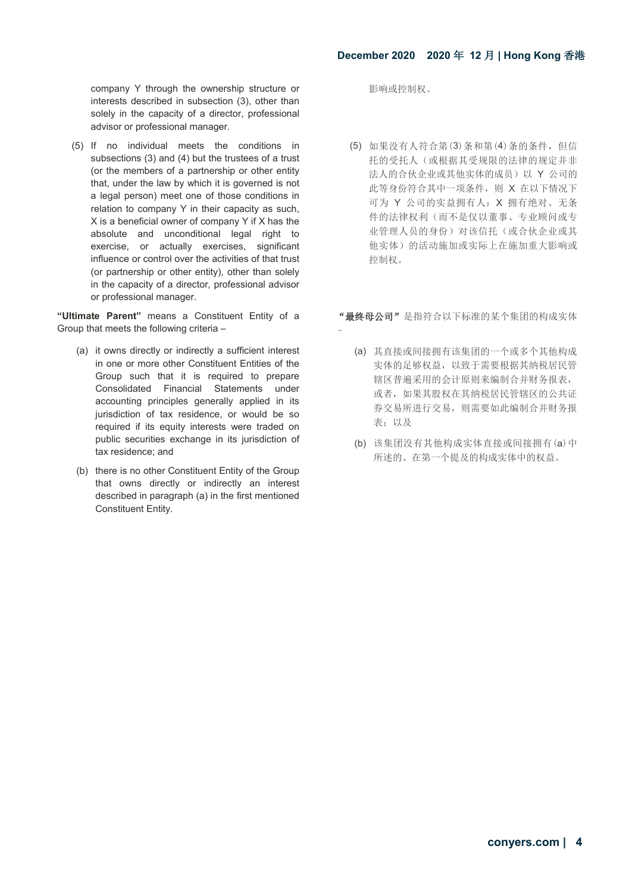company Y through the ownership structure or interests described in subsection (3), other than solely in the capacity of a director, professional advisor or professional manager.

(5) If no individual meets the conditions in subsections (3) and (4) but the trustees of a trust (or the members of a partnership or other entity that, under the law by which it is governed is not a legal person) meet one of those conditions in relation to company Y in their capacity as such, X is a beneficial owner of company Y if X has the absolute and unconditional legal right to exercise, or actually exercises, significant influence or control over the activities of that trust (or partnership or other entity), other than solely in the capacity of a director, professional advisor or professional manager.

**"Ultimate Parent"** means a Constituent Entity of a Group that meets the following criteria –

(a) it owns directly or indirectly a sufficient interest in one or more other Constituent Entities of the Group such that it is required to prepare Consolidated Financial Statements under accounting principles generally applied in its jurisdiction of tax residence, or would be so required if its equity interests were traded on public securities exchange in its jurisdiction of tax residence; and

(b) there is no other Constituent Entity of the Group that owns directly or indirectly an interest described in paragraph (a) in the first mentioned Constituent Entity.

影响或控制权。

(5) 如果没有人符合第(3)条和第(4)条的条件，但信托的受托人（或根据其受规限的法律的规定并非法人的合伙企业或其他实体的成员）以 Y 公司的此等身份符合其中一项条件，则 X 在以下情况下可为 Y 公司的实益拥有人：X 拥有绝对、无条件的法律权利（而不是仅以董事、专业顾问或专业管理人员的身份）对该信托（或合伙企业或其他实体）的活动施加或实际上在施加重大影响或控制权。

**"最终母公司"**是指符合以下标准的某个集团的构成实体 –

(a) 其直接或间接拥有该集团的一个或多个其他构成实体的足够权益，以致于需要根据其纳税居民管辖区普遍采用的会计原则来编制合并财务报表，或者，如果其股权在其纳税居民管辖区的公共证券交易所进行交易，则需要如此编制合并财务报表；以及

(b) 该集团没有其他构成实体直接或间接拥有(a)中所述的、在第一个提及的构成实体中的权益。